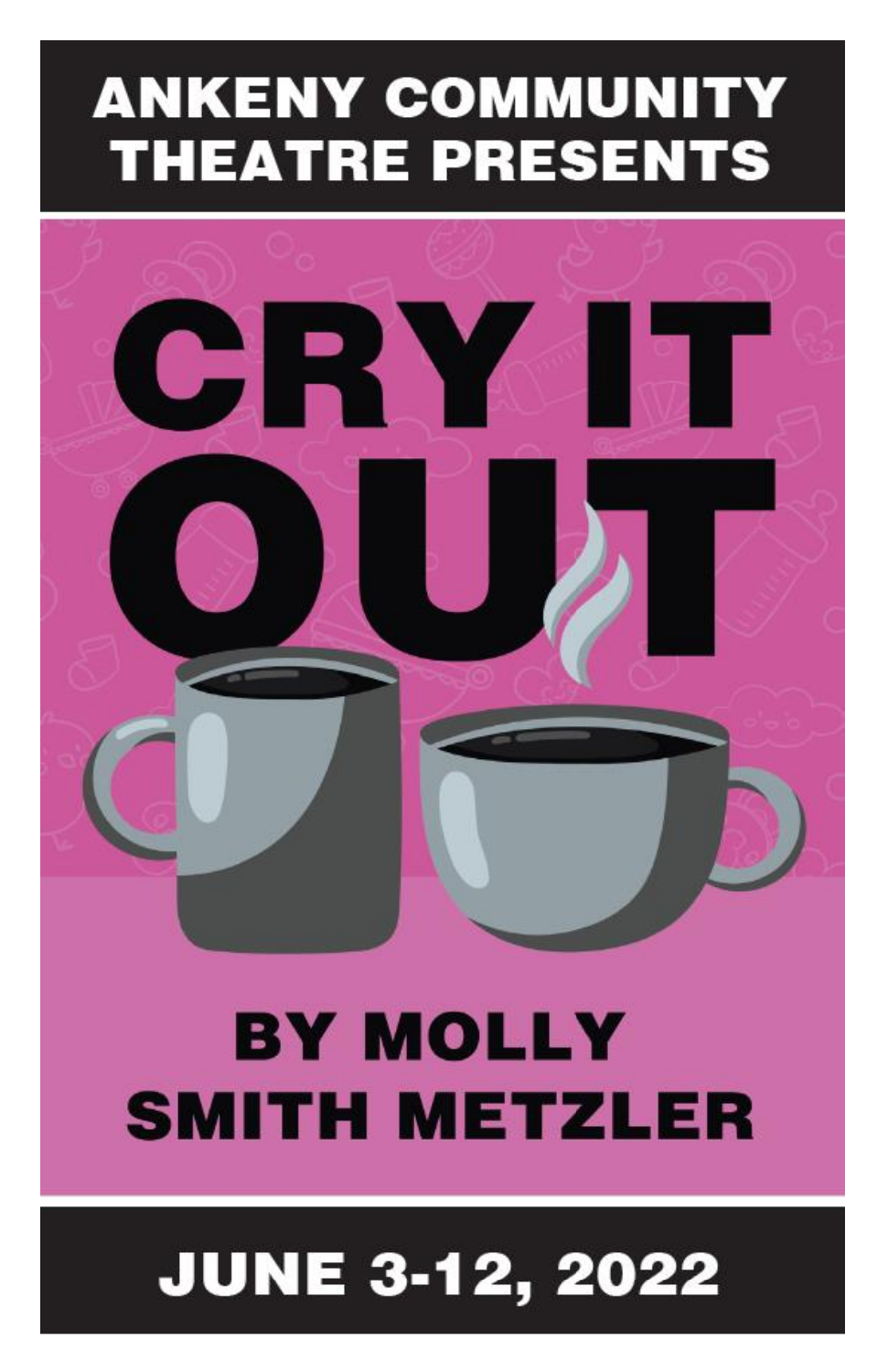# ANKENY COMMUNITY THEATRE PRESENTS

# CRY IT OUT

## BY MOLLY SMITH METZLER

## JUNE 3-12, 2022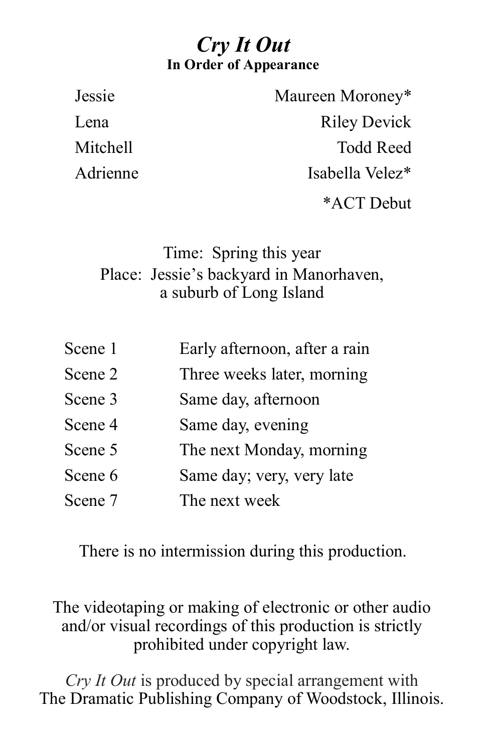# *Cry It Out*

**In Order of Appearance**

| | |
|---|---|
| Jessie | Maureen Moroney* |
| Lena | Riley Devick |
| Mitchell | Todd Reed |
| Adrienne | Isabella Velez* |

*ACT Debut

Time: Spring this year
Place: Jessie's backyard in Manorhaven, a suburb of Long Island

| | |
|---|---|
| Scene 1 | Early afternoon, after a rain |
| Scene 2 | Three weeks later, morning |
| Scene 3 | Same day, afternoon |
| Scene 4 | Same day, evening |
| Scene 5 | The next Monday, morning |
| Scene 6 | Same day; very, very late |
| Scene 7 | The next week |

There is no intermission during this production.

The videotaping or making of electronic or other audio and/or visual recordings of this production is strictly prohibited under copyright law.

*Cry It Out* is produced by special arrangement with The Dramatic Publishing Company of Woodstock, Illinois.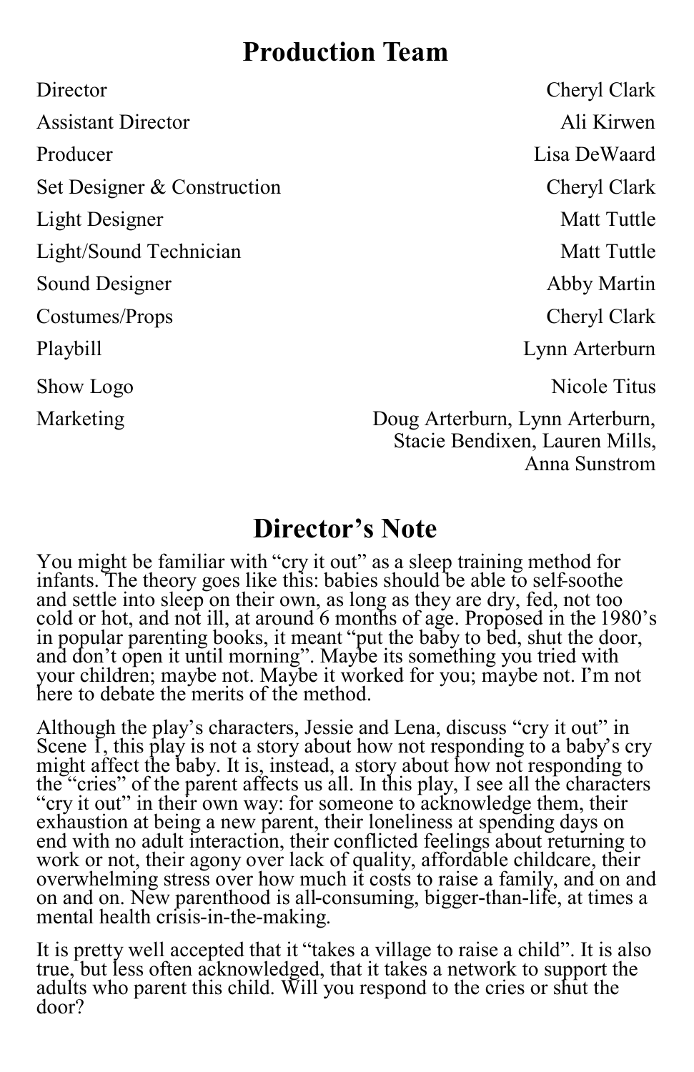## Production Team

| | |
|---|---|
| Director | Cheryl Clark |
| Assistant Director | Ali Kirwen |
| Producer | Lisa DeWaard |
| Set Designer & Construction | Cheryl Clark |
| Light Designer | Matt Tuttle |
| Light/Sound Technician | Matt Tuttle |
| Sound Designer | Abby Martin |
| Costumes/Props | Cheryl Clark |
| Playbill | Lynn Arterburn |
| Show Logo | Nicole Titus |
| Marketing | Doug Arterburn, Lynn Arterburn, Stacie Bendixen, Lauren Mills, Anna Sunstrom |

## Director's Note

You might be familiar with "cry it out" as a sleep training method for infants. The theory goes like this: babies should be able to self-soothe and settle into sleep on their own, as long as they are dry, fed, not too cold or hot, and not ill, at around 6 months of age. Proposed in the 1980's in popular parenting books, it meant "put the baby to bed, shut the door, and don't open it until morning". Maybe its something you tried with your children; maybe not. Maybe it worked for you; maybe not. I'm not here to debate the merits of the method.

Although the play's characters, Jessie and Lena, discuss "cry it out" in Scene 1, this play is not a story about how not responding to a baby's cry might affect the baby. It is, instead, a story about how not responding to the "cries" of the parent affects us all. In this play, I see all the characters "cry it out" in their own way: for someone to acknowledge them, their exhaustion at being a new parent, their loneliness at spending days on end with no adult interaction, their conflicted feelings about returning to work or not, their agony over lack of quality, affordable childcare, their overwhelming stress over how much it costs to raise a family, and on and on and on. New parenthood is all-consuming, bigger-than-life, at times a mental health crisis-in-the-making.

It is pretty well accepted that it "takes a village to raise a child". It is also true, but less often acknowledged, that it takes a network to support the adults who parent this child. Will you respond to the cries or shut the door?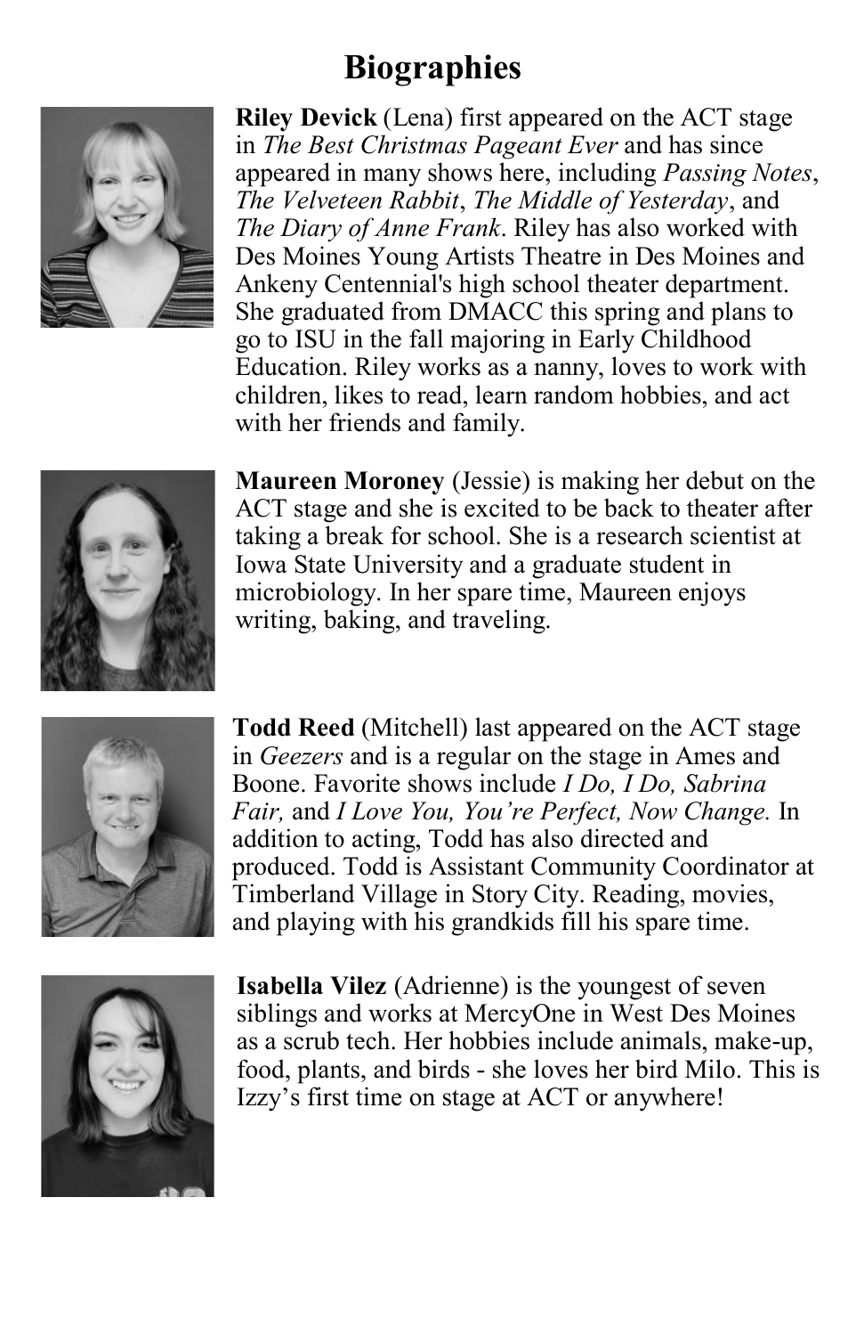# Biographies

**Riley Devick** (Lena) first appeared on the ACT stage in *The Best Christmas Pageant Ever* and has since appeared in many shows here, including *Passing Notes*, *The Velveteen Rabbit*, *The Middle of Yesterday*, and *The Diary of Anne Frank*. Riley has also worked with Des Moines Young Artists Theatre in Des Moines and Ankeny Centennial's high school theater department. She graduated from DMACC this spring and plans to go to ISU in the fall majoring in Early Childhood Education. Riley works as a nanny, loves to work with children, likes to read, learn random hobbies, and act with her friends and family.

**Maureen Moroney** (Jessie) is making her debut on the ACT stage and she is excited to be back to theater after taking a break for school. She is a research scientist at Iowa State University and a graduate student in microbiology. In her spare time, Maureen enjoys writing, baking, and traveling.

**Todd Reed** (Mitchell) last appeared on the ACT stage in *Geezers* and is a regular on the stage in Ames and Boone. Favorite shows include *I Do, I Do, Sabrina Fair,* and *I Love You, You're Perfect, Now Change.* In addition to acting, Todd has also directed and produced. Todd is Assistant Community Coordinator at Timberland Village in Story City. Reading, movies, and playing with his grandkids fill his spare time.

**Isabella Vilez** (Adrienne) is the youngest of seven siblings and works at MercyOne in West Des Moines as a scrub tech. Her hobbies include animals, make-up, food, plants, and birds - she loves her bird Milo. This is Izzy's first time on stage at ACT or anywhere!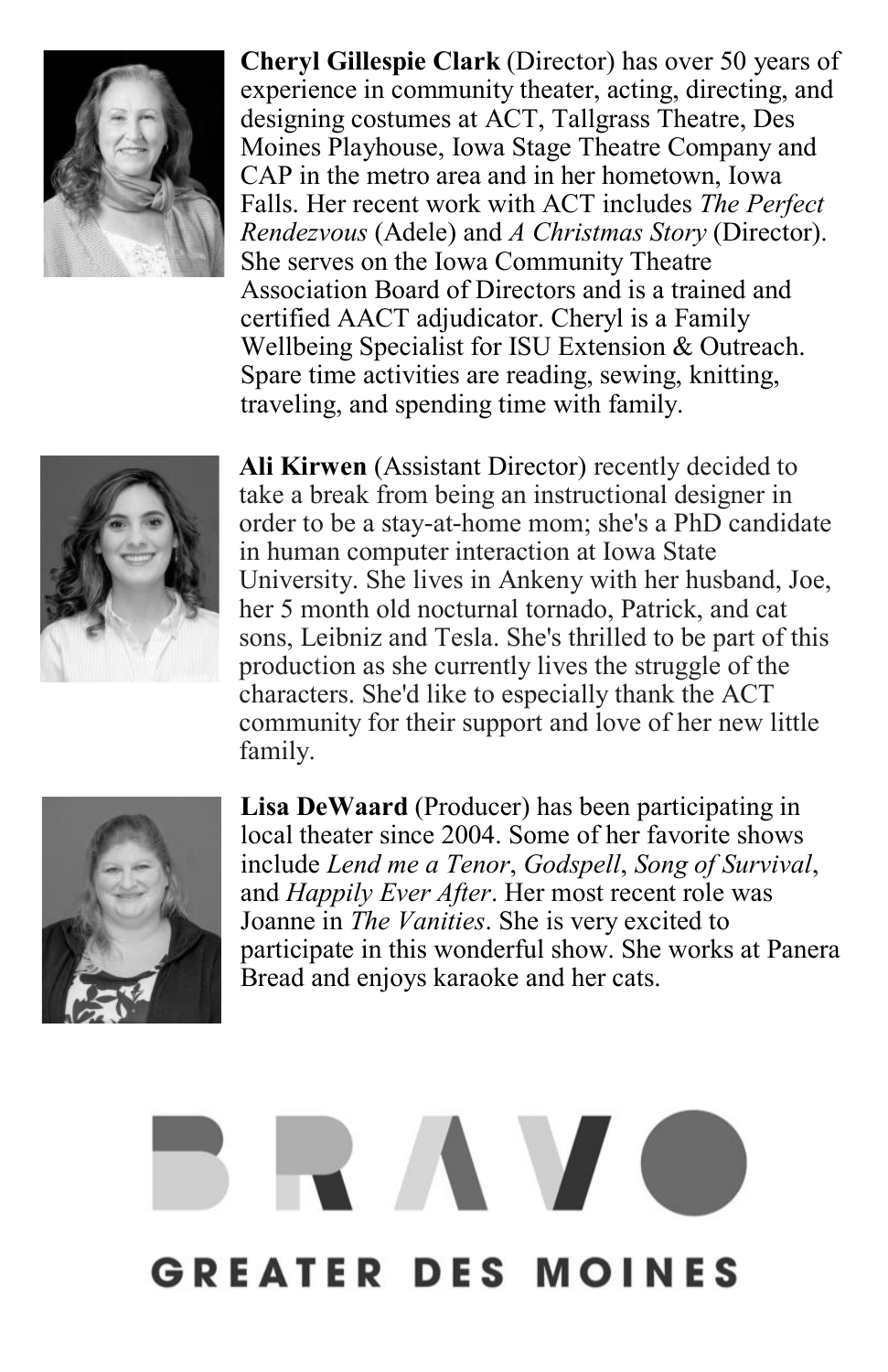**Cheryl Gillespie Clark** (Director) has over 50 years of experience in community theater, acting, directing, and designing costumes at ACT, Tallgrass Theatre, Des Moines Playhouse, Iowa Stage Theatre Company and CAP in the metro area and in her hometown, Iowa Falls. Her recent work with ACT includes *The Perfect Rendezvous* (Adele) and *A Christmas Story* (Director). She serves on the Iowa Community Theatre Association Board of Directors and is a trained and certified AACT adjudicator. Cheryl is a Family Wellbeing Specialist for ISU Extension & Outreach. Spare time activities are reading, sewing, knitting, traveling, and spending time with family.

**Ali Kirwen** (Assistant Director) recently decided to take a break from being an instructional designer in order to be a stay-at-home mom; she's a PhD candidate in human computer interaction at Iowa State University. She lives in Ankeny with her husband, Joe, her 5 month old nocturnal tornado, Patrick, and cat sons, Leibniz and Tesla. She's thrilled to be part of this production as she currently lives the struggle of the characters. She'd like to especially thank the ACT community for their support and love of her new little family.

**Lisa DeWaard** (Producer) has been participating in local theater since 2004. Some of her favorite shows include *Lend me a Tenor*, *Godspell*, *Song of Survival*, and *Happily Ever After*. Her most recent role was Joanne in *The Vanities*. She is very excited to participate in this wonderful show. She works at Panera Bread and enjoys karaoke and her cats.

BRAVO

GREATER DES MOINES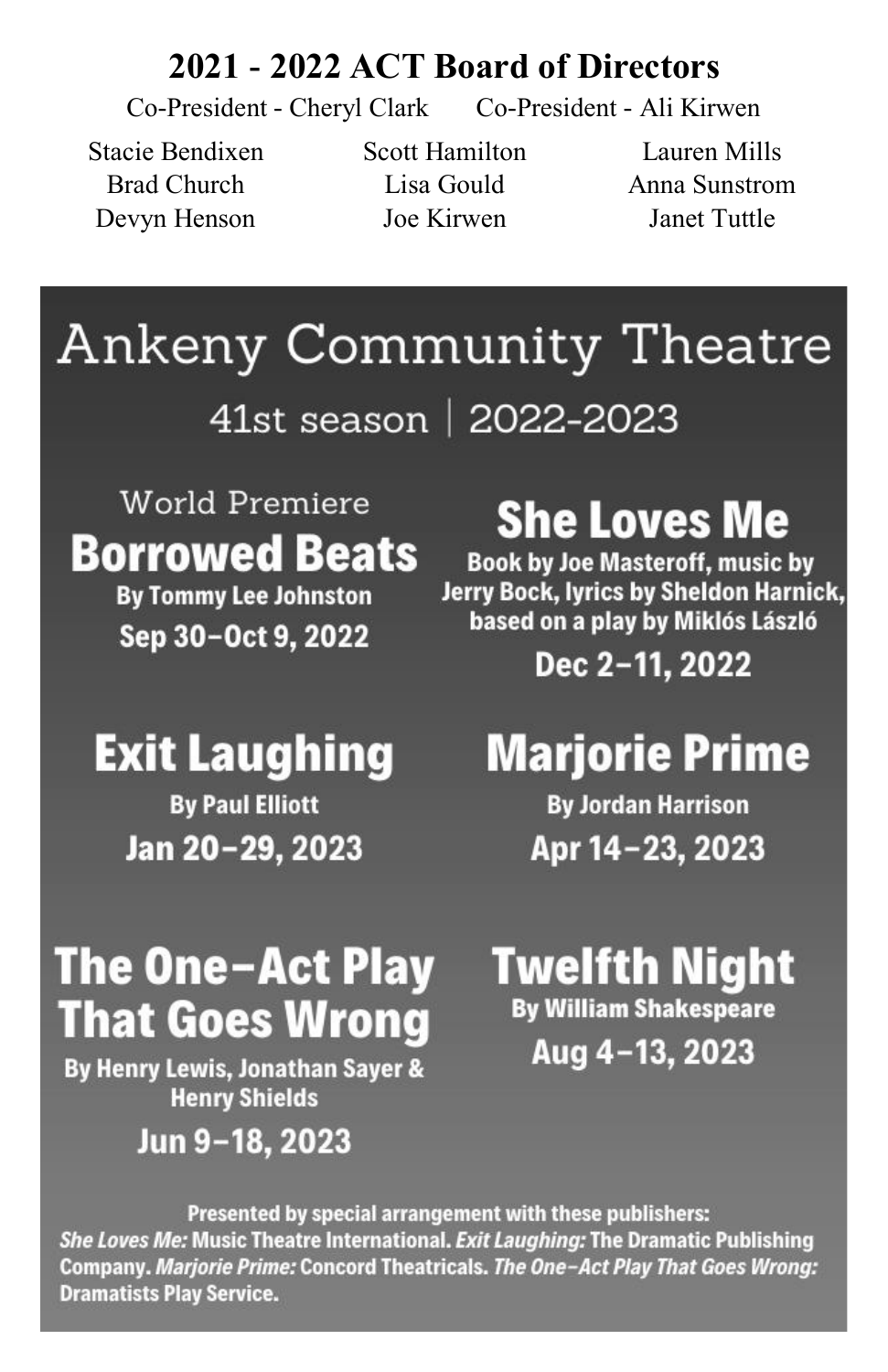# 2021 - 2022 ACT Board of Directors

Co-President - Cheryl Clark     Co-President - Ali Kirwen

Stacie Bendixen  
Brad Church  
Devyn Henson  
Scott Hamilton  
Lisa Gould  
Joe Kirwen  
Lauren Mills  
Anna Sunstrom  
Janet Tuttle

# Ankeny Community Theatre

41st season | 2022-2023

World Premiere

## Borrowed Beats

**By Tommy Lee Johnston**

**Sep 30–Oct 9, 2022**

## She Loves Me

**Book by Joe Masteroff, music by Jerry Bock, lyrics by Sheldon Harnick, based on a play by Miklós László**

**Dec 2–11, 2022**

## Exit Laughing

**By Paul Elliott**

**Jan 20–29, 2023**

## Marjorie Prime

**By Jordan Harrison**

**Apr 14–23, 2023**

## The One-Act Play That Goes Wrong

**By Henry Lewis, Jonathan Sayer & Henry Shields**

**Jun 9–18, 2023**

## Twelfth Night

**By William Shakespeare**

**Aug 4–13, 2023**

**Presented by special arrangement with these publishers: *She Loves Me:* Music Theatre International. *Exit Laughing:* The Dramatic Publishing Company. *Marjorie Prime:* Concord Theatricals. *The One-Act Play That Goes Wrong:* Dramatists Play Service.**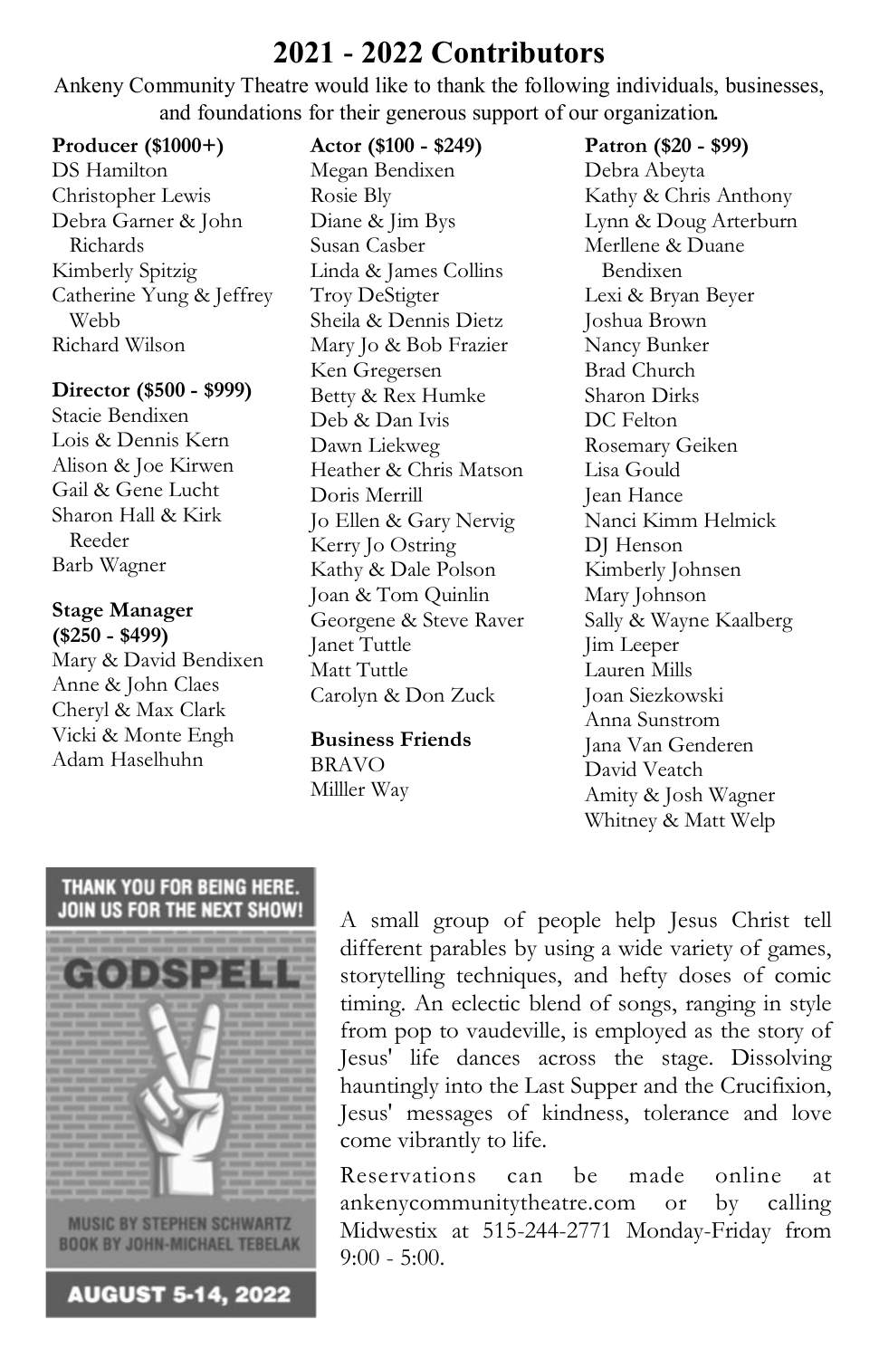# 2021 - 2022 Contributors

Ankeny Community Theatre would like to thank the following individuals, businesses, and foundations for their generous support of our organization.

**Producer ($1000+)**

DS Hamilton
Christopher Lewis
Debra Garner & John Richards
Kimberly Spitzig
Catherine Yung & Jeffrey Webb
Richard Wilson

**Director ($500 - $999)**

Stacie Bendixen
Lois & Dennis Kern
Alison & Joe Kirwen
Gail & Gene Lucht
Sharon Hall & Kirk Reeder
Barb Wagner

**Stage Manager ($250 - $499)**

Mary & David Bendixen
Anne & John Claes
Cheryl & Max Clark
Vicki & Monte Engh
Adam Haselhuhn

**Actor ($100 - $249)**

Megan Bendixen
Rosie Bly
Diane & Jim Bys
Susan Casber
Linda & James Collins
Troy DeStigter
Sheila & Dennis Dietz
Mary Jo & Bob Frazier
Ken Gregersen
Betty & Rex Humke
Deb & Dan Ivis
Dawn Liekweg
Heather & Chris Matson
Doris Merrill
Jo Ellen & Gary Nervig
Kerry Jo Ostring
Kathy & Dale Polson
Joan & Tom Quinlin
Georgene & Steve Raver
Janet Tuttle
Matt Tuttle
Carolyn & Don Zuck

**Business Friends**

BRAVO
Milller Way

**Patron ($20 - $99)**

Debra Abeyta
Kathy & Chris Anthony
Lynn & Doug Arterburn
Merllene & Duane Bendixen
Lexi & Bryan Beyer
Joshua Brown
Nancy Bunker
Brad Church
Sharon Dirks
DC Felton
Rosemary Geiken
Lisa Gould
Jean Hance
Nanci Kimm Helmick
DJ Henson
Kimberly Johnsen
Mary Johnson
Sally & Wayne Kaalberg
Jim Leeper
Lauren Mills
Joan Siezkowski
Anna Sunstrom
Jana Van Genderen
David Veatch
Amity & Josh Wagner
Whitney & Matt Welp

THANK YOU FOR BEING HERE. JOIN US FOR THE NEXT SHOW!

GODSPELL

MUSIC BY STEPHEN SCHWARTZ
BOOK BY JOHN-MICHAEL TEBELAK

AUGUST 5-14, 2022

A small group of people help Jesus Christ tell different parables by using a wide variety of games, storytelling techniques, and hefty doses of comic timing. An eclectic blend of songs, ranging in style from pop to vaudeville, is employed as the story of Jesus' life dances across the stage. Dissolving hauntingly into the Last Supper and the Crucifixion, Jesus' messages of kindness, tolerance and love come vibrantly to life.

Reservations can be made online at ankenycommunitytheatre.com or by calling Midwestix at 515-244-2771 Monday-Friday from 9:00 - 5:00.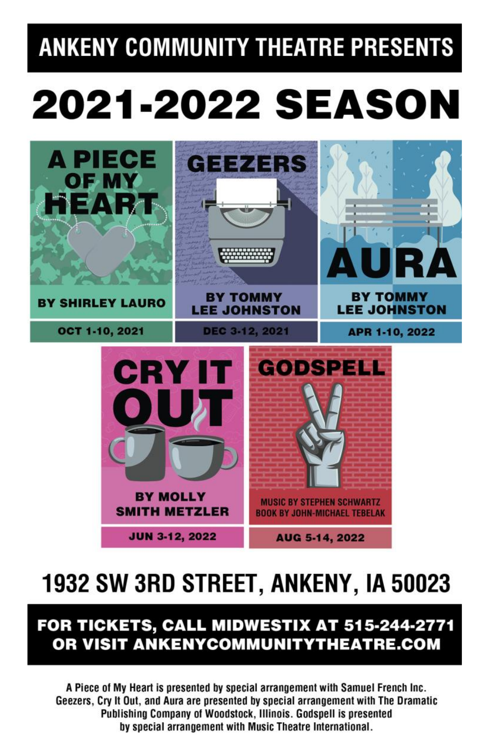# ANKENY COMMUNITY THEATRE PRESENTS

# 2021-2022 SEASON

## A PIECE OF MY HEART

BY SHIRLEY LAURO

OCT 1-10, 2021

## GEEZERS

BY TOMMY LEE JOHNSTON

DEC 3-12, 2021

## AURA

BY TOMMY LEE JOHNSTON

APR 1-10, 2022

## CRY IT OUT

BY MOLLY SMITH METZLER

JUN 3-12, 2022

## GODSPELL

MUSIC BY STEPHEN SCHWARTZ
BOOK BY JOHN-MICHAEL TEBELAK

AUG 5-14, 2022

## 1932 SW 3RD STREET, ANKENY, IA 50023

**FOR TICKETS, CALL MIDWESTIX AT 515-244-2771 OR VISIT ANKENYCOMMUNITYTHEATRE.COM**

A Piece of My Heart is presented by special arrangement with Samuel French Inc. Geezers, Cry It Out, and Aura are presented by special arrangement with The Dramatic Publishing Company of Woodstock, Illinois. Godspell is presented by special arrangement with Music Theatre International.